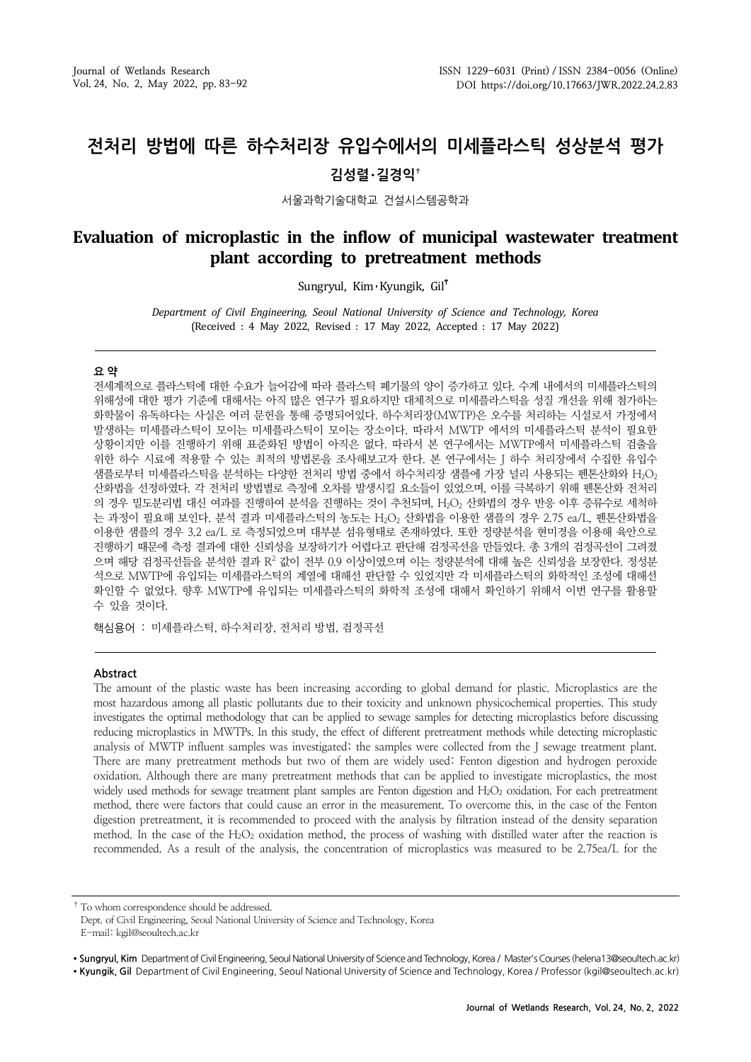# 전처리 방법에 따른 하수처리장 유입수에서의 미세플라스틱 성상분석 평가

**김성렬·길경익†**

서울과학기술대학교 건설시스템공학과

# Evaluation of microplastic in the inflow of municipal wastewater treatment plant according to pretreatment methods

Sungryul, Kim·Kyungik, Gil†

*Department of Civil Engineering, Seoul National University of Science and Technology, Korea*
(Received : 4 May 2022, Revised : 17 May 2022, Accepted : 17 May 2022)

## 요 약

전세계적으로 플라스틱에 대한 수요가 늘어감에 따라 플라스틱 폐기물의 양이 증가하고 있다. 수계 내에서의 미세플라스틱의 위해성에 대한 평가 기준에 대해서는 아직 많은 연구가 필요하지만 대체적으로 미세플라스틱을 성질 개선을 위해 첨가하는 화학물이 유독하다는 사실은 여러 문헌을 통해 증명되어있다. 하수처리장(MWTP)은 오수를 처리하는 시설로서 가정에서 발생하는 미세플라스틱이 모이는 미세플라스틱이 모이는 장소이다. 따라서 MWTP 에서의 미세플라스틱 분석이 필요한 상황이지만 이를 진행하기 위해 표준화된 방법이 아직은 없다. 따라서 본 연구에서는 MWTP에서 미세플라스틱 검출을 위한 하수 시료에 적용할 수 있는 최적의 방법론을 조사해보고자 한다. 본 연구에서는 J 하수 처리장에서 수집한 유입수 샘플로부터 미세플라스틱을 분석하는 다양한 전처리 방법 중에서 하수처리장 샘플에 가장 널리 사용되는 펜톤산화와 $H_2O_2$ 산화법을 선정하였다. 각 전처리 방법별로 측정에 오차를 발생시킬 요소들이 있었으며, 이를 극복하기 위해 펜톤산화 전처리의 경우 밀도분리법 대신 여과를 진행하여 분석을 진행하는 것이 추천되며, $H_2O_2$ 산화법의 경우 반응 이후 증류수로 세척하는 과정이 필요해 보인다. 분석 결과 미세플라스틱의 농도는 $H_2O_2$ 산화법을 이용한 샘플의 경우 2.75 ea/L, 펜톤산화법을 이용한 샘플의 경우 3.2 ea/L 로 측정되었으며 대부분 섬유형태로 존재하였다. 또한 정량분석을 현미경을 이용해 육안으로 진행하기 때문에 측정 결과에 대한 신뢰성을 보장하기가 어렵다고 판단해 검정곡선을 만들었다. 총 3개의 검정곡선이 그려졌으며 해당 검정곡선들을 분석한 결과 $R^2$ 값이 전부 0.9 이상이였으며 이는 정량분석에 대해 높은 신뢰성을 보장한다. 정성분석으로 MWTP에 유입되는 미세플라스틱의 계열에 대해선 판단할 수 있었지만 각 미세플라스틱의 화학적인 조성에 대해선 확인할 수 없었다. 향후 MWTP에 유입되는 미세플라스틱의 화학적 조성에 대해서 확인하기 위해서 이번 연구를 활용할 수 있을 것이다.

핵심용어 : 미세플라스틱, 하수처리장, 전처리 방법, 검정곡선

## Abstract

The amount of the plastic waste has been increasing according to global demand for plastic. Microplastics are the most hazardous among all plastic pollutants due to their toxicity and unknown physicochemical properties. This study investigates the optimal methodology that can be applied to sewage samples for detecting microplastics before discussing reducing microplastics in MWTPs. In this study, the effect of different pretreatment methods while detecting microplastic analysis of MWTP influent samples was investigated; the samples were collected from the J sewage treatment plant. There are many pretreatment methods but two of them are widely used: Fenton digestion and hydrogen peroxide oxidation. Although there are many pretreatment methods that can be applied to investigate microplastics, the most widely used methods for sewage treatment plant samples are Fenton digestion and $H_2O_2$ oxidation. For each pretreatment method, there were factors that could cause an error in the measurement. To overcome this, in the case of the Fenton digestion pretreatment, it is recommended to proceed with the analysis by filtration instead of the density separation method. In the case of the $H_2O_2$ oxidation method, the process of washing with distilled water after the reaction is recommended. As a result of the analysis, the concentration of microplastics was measured to be 2.75ea/L for the

---

† To whom correspondence should be addressed.
Dept. of Civil Engineering, Seoul National University of Science and Technology, Korea
E-mail: kgil@seoultech.ac.kr

• **Sungryul, Kim** Department of Civil Engineering, Seoul National University of Science and Technology, Korea / Master's Courses (helena13@seoultech.ac.kr)
• **Kyungik, Gil** Department of Civil Engineering, Seoul National University of Science and Technology, Korea / Professor (kgil@seoultech.ac.kr)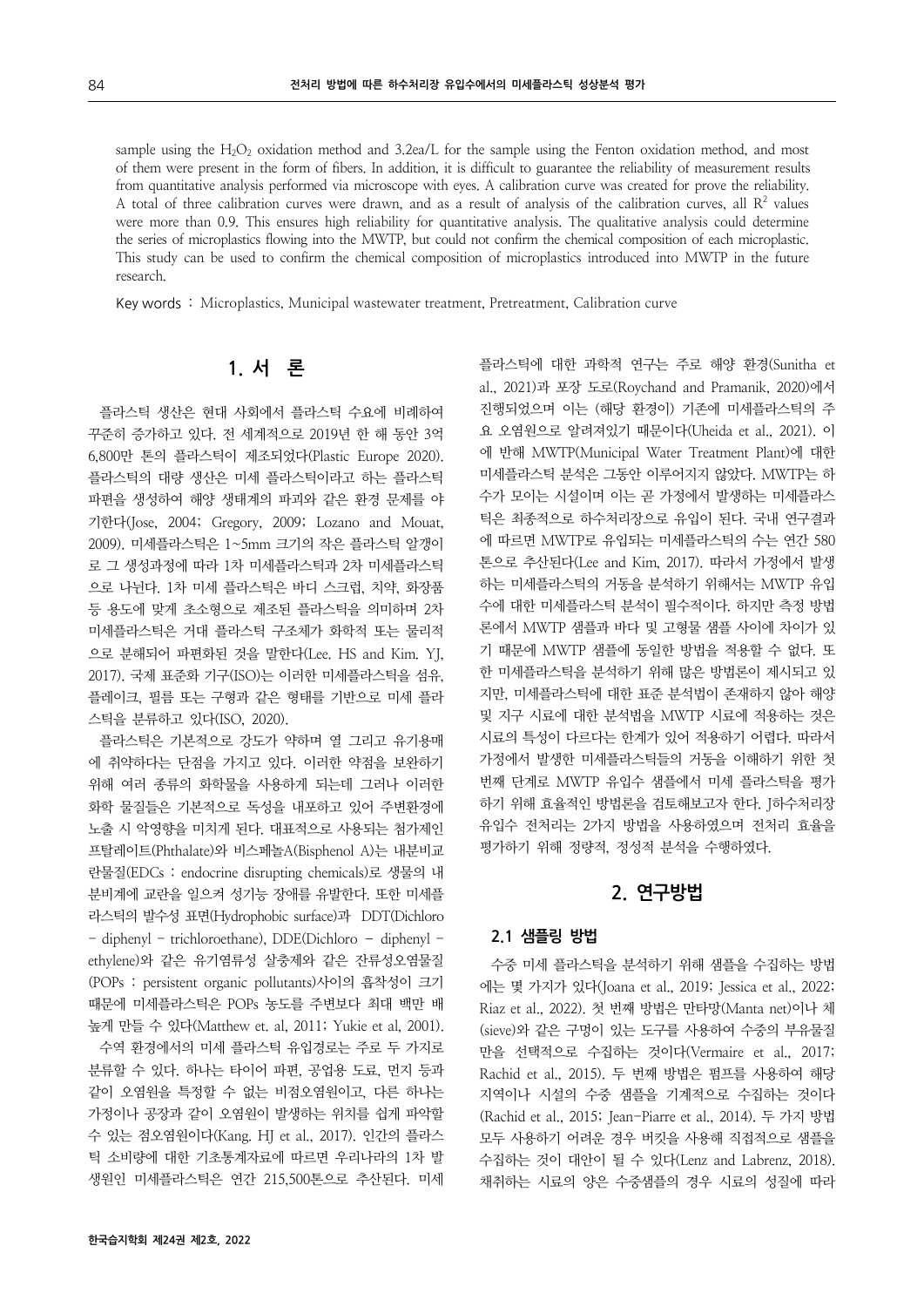sample using the $H_2O_2$ oxidation method and 3.2ea/L for the sample using the Fenton oxidation method, and most of them were present in the form of fibers. In addition, it is difficult to guarantee the reliability of measurement results from quantitative analysis performed via microscope with eyes. A calibration curve was created for prove the reliability. A total of three calibration curves were drawn, and as a result of analysis of the calibration curves, all $R^2$ values were more than 0.9. This ensures high reliability for quantitative analysis. The qualitative analysis could determine the series of microplastics flowing into the MWTP, but could not confirm the chemical composition of each microplastic. This study can be used to confirm the chemical composition of microplastics introduced into MWTP in the future research.

Key words : Microplastics, Municipal wastewater treatment, Pretreatment, Calibration curve

## 1. 서 론

플라스틱 생산은 현대 사회에서 플라스틱 수요에 비례하여 꾸준히 증가하고 있다. 전 세계적으로 2019년 한 해 동안 3억 6,800만 톤의 플라스틱이 제조되었다(Plastic Europe 2020). 플라스틱의 대량 생산은 미세 플라스틱이라고 하는 플라스틱 파편을 생성하여 해양 생태계의 파괴와 같은 환경 문제를 야기한다(Jose, 2004; Gregory, 2009; Lozano and Mouat, 2009). 미세플라스틱은 1~5mm 크기의 작은 플라스틱 알갱이로 그 생성과정에 따라 1차 미세플라스틱과 2차 미세플라스틱으로 나뉜다. 1차 미세 플라스틱은 바디 스크럽, 치약, 화장품 등 용도에 맞게 초소형으로 제조된 플라스틱을 의미하며 2차 미세플라스틱은 거대 플라스틱 구조체가 화학적 또는 물리적으로 분해되어 파편화된 것을 말한다(Lee. HS and Kim. YJ, 2017). 국제 표준화 기구(ISO)는 이러한 미세플라스틱을 섬유, 플레이크, 필름 또는 구형과 같은 형태를 기반으로 미세 플라스틱을 분류하고 있다(ISO, 2020).

플라스틱은 기본적으로 강도가 약하며 열 그리고 유기용매에 취약하다는 단점을 가지고 있다. 이러한 약점을 보완하기 위해 여러 종류의 화학물을 사용하게 되는데 그러나 이러한 화학 물질들은 기본적으로 독성을 내포하고 있어 주변환경에 노출 시 악영향을 미치게 된다. 대표적으로 사용되는 첨가제인 프탈레이트(Phthalate)와 비스페놀A(Bisphenol A)는 내분비교란물질(EDCs : endocrine disrupting chemicals)로 생물의 내분비계에 교란을 일으켜 성기능 장애를 유발한다. 또한 미세플라스틱의 발수성 표면(Hydrophobic surface)과 DDT(Dichloro – diphenyl – trichloroethane), DDE(Dichloro – diphenyl – ethylene)와 같은 유기염류성 살충제와 같은 잔류성오염물질(POPs : persistent organic pollutants)사이의 흡착성이 크기 때문에 미세플라스틱은 POPs 농도를 주변보다 최대 백만 배 높게 만들 수 있다(Matthew et. al, 2011; Yukie et al, 2001).

수역 환경에서의 미세 플라스틱 유입경로는 주로 두 가지로 분류할 수 있다. 하나는 타이어 파편, 공업용 도료, 먼지 등과 같이 오염원을 특정할 수 없는 비점오염원이고, 다른 하나는 가정이나 공장과 같이 오염원이 발생하는 위치를 쉽게 파악할 수 있는 점오염원이다(Kang. HJ et al., 2017). 인간의 플라스틱 소비량에 대한 기초통계자료에 따르면 우리나라의 1차 발생원인 미세플라스틱은 연간 215,500톤으로 추산된다. 미세플라스틱에 대한 과학적 연구는 주로 해양 환경(Sunitha et al., 2021)과 포장 도로(Roychand and Pramanik, 2020)에서 진행되었으며 이는 (해당 환경이) 기존에 미세플라스틱의 주요 오염원으로 알려져있기 때문이다(Uheida et al., 2021). 이에 반해 MWTP(Municipal Water Treatment Plant)에 대한 미세플라스틱 분석은 그동안 이루어지지 않았다. MWTP는 하수가 모이는 시설이며 이는 곧 가정에서 발생하는 미세플라스틱은 최종적으로 하수처리장으로 유입이 된다. 국내 연구결과에 따르면 MWTP로 유입되는 미세플라스틱의 수는 연간 580톤으로 추산된다(Lee and Kim, 2017). 따라서 가정에서 발생하는 미세플라스틱의 거동을 분석하기 위해서는 MWTP 유입수에 대한 미세플라스틱 분석이 필수적이다. 하지만 측정 방법론에서 MWTP 샘플과 바다 및 고형물 샘플 사이에 차이가 있기 때문에 MWTP 샘플에 동일한 방법을 적용할 수 없다. 또한 미세플라스틱을 분석하기 위해 많은 방법론이 제시되고 있지만, 미세플라스틱에 대한 표준 분석법이 존재하지 않아 해양 및 지구 시료에 대한 분석법을 MWTP 시료에 적용하는 것은 시료의 특성이 다르다는 한계가 있어 적용하기 어렵다. 따라서 가정에서 발생한 미세플라스틱들의 거동을 이해하기 위한 첫 번째 단계로 MWTP 유입수 샘플에서 미세 플라스틱을 평가하기 위해 효율적인 방법론을 검토해보고자 한다. J하수처리장 유입수 전처리는 2가지 방법을 사용하였으며 전처리 효율을 평가하기 위해 정량적, 정성적 분석을 수행하였다.

## 2. 연구방법

### 2.1 샘플링 방법

수중 미세 플라스틱을 분석하기 위해 샘플을 수집하는 방법에는 몇 가지가 있다(Joana et al., 2019; Jessica et al., 2022; Riaz et al., 2022). 첫 번째 방법은 만타망(Manta net)이나 체(sieve)와 같은 구멍이 있는 도구를 사용하여 수중의 부유물질만을 선택적으로 수집하는 것이다(Vermaire et al., 2017; Rachid et al., 2015). 두 번째 방법은 펌프를 사용하여 해당 지역이나 시설의 수중 샘플을 기계적으로 수집하는 것이다(Rachid et al., 2015; Jean-Piarre et al., 2014). 두 가지 방법 모두 사용하기 어려운 경우 버킷을 사용해 직접적으로 샘플을 수집하는 것이 대안이 될 수 있다(Lenz and Labrenz, 2018). 채취하는 시료의 양은 수중샘플의 경우 시료의 성질에 따라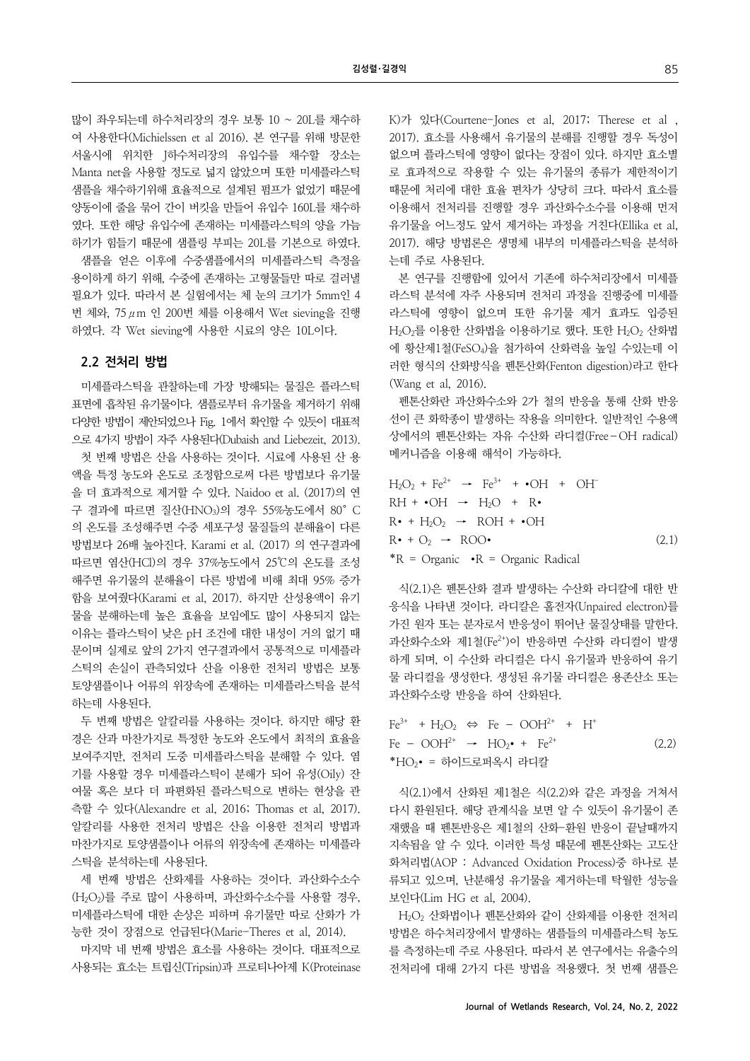많이 좌우되는데 하수처리장의 경우 보통 10 ~ 20L를 채수하여 사용한다(Michielssen et al 2016). 본 연구를 위해 방문한 서울시에 위치한 J하수처리장의 유입수를 채수할 장소는 Manta net을 사용할 정도로 넓지 않았으며 또한 미세플라스틱 샘플을 채수하기위해 효율적으로 설계된 펌프가 없었기 때문에 양동이에 줄을 묶어 간이 버킷을 만들어 유입수 160L를 채수하였다. 또한 해당 유입수에 존재하는 미세플라스틱의 양을 가늠하기가 힘들기 때문에 샘플링 부피는 20L를 기본으로 하였다.

샘플을 얻은 이후에 수중샘플에서의 미세플라스틱 측정을 용이하게 하기 위해, 수중에 존재하는 고형물들만 따로 걸러낼 필요가 있다. 따라서 본 실험에서는 체 눈의 크기가 5mm인 4번 체와, 75 $\mu$m 인 200번 체를 이용해서 Wet sieving을 진행하였다. 각 Wet sieving에 사용한 시료의 양은 10L이다.

## 2.2 전처리 방법

미세플라스틱을 관찰하는데 가장 방해되는 물질은 플라스틱 표면에 흡착된 유기물이다. 샘플로부터 유기물을 제거하기 위해 다양한 방법이 제안되었으나 Fig. 1에서 확인할 수 있듯이 대표적으로 4가지 방법이 자주 사용된다(Dubaish and Liebezeit, 2013).

첫 번째 방법은 산을 사용하는 것이다. 시료에 사용된 산 용액을 특정 농도와 온도로 조정함으로써 다른 방법보다 유기물을 더 효과적으로 제거할 수 있다. Naidoo et al. (2017)의 연구 결과에 따르면 질산($HNO_3$)의 경우 55%농도에서 80° C의 온도를 조성해주면 수중 세포구성 물질들의 분해율이 다른 방법보다 26배 높아진다. Karami et al. (2017) 의 연구결과에 따르면 염산(HCl)의 경우 37%농도에서 25℃의 온도를 조성해주면 유기물의 분해율이 다른 방법에 비해 최대 95% 증가함을 보여줬다(Karami et al, 2017). 하지만 산성용액이 유기물을 분해하는데 높은 효율을 보임에도 많이 사용되지 않는 이유는 플라스틱이 낮은 pH 조건에 대한 내성이 거의 없기 때문이며 실제로 앞의 2가지 연구결과에서 공통적으로 미세플라스틱의 손실이 관측되었다 산을 이용한 전처리 방법은 보통 토양샘플이나 어류의 위장속에 존재하는 미세플라스틱을 분석하는데 사용된다.

두 번째 방법은 알칼리를 사용하는 것이다. 하지만 해당 환경은 산과 마찬가지로 특정한 농도와 온도에서 최적의 효율을 보여주지만, 전처리 도중 미세플라스틱을 분해할 수 있다. 염기를 사용할 경우 미세플라스틱이 분해가 되어 유성(Oily) 잔여물 혹은 보다 더 파편화된 플라스틱으로 변하는 현상을 관측할 수 있다(Alexandre et al, 2016; Thomas et al, 2017). 알칼리를 사용한 전처리 방법은 산을 이용한 전처리 방법과 마찬가지로 토양샘플이나 어류의 위장속에 존재하는 미세플라스틱을 분석하는데 사용된다.

세 번째 방법은 산화제를 사용하는 것이다. 과산화수소수($H_2O_2$)를 주로 많이 사용하며, 과산화수소수를 사용할 경우, 미세플라스틱에 대한 손상은 피하며 유기물만 따로 산화가 가능한 것이 장점으로 언급된다(Marie–Theres et al, 2014).

마지막 네 번째 방법은 효소를 사용하는 것이다. 대표적으로 사용되는 효소는 트립신(Tripsin)과 프로티나아제 K(Proteinase K)가 있다(Courtene–Jones et al, 2017; Therese et al , 2017). 효소를 사용해서 유기물의 분해를 진행할 경우 독성이 없으며 플라스틱에 영향이 없다는 장점이 있다. 하지만 효소별로 효과적으로 작용할 수 있는 유기물의 종류가 제한적이기 때문에 처리에 대한 효율 편차가 상당히 크다. 따라서 효소를 이용해서 전처리를 진행할 경우 과산화수소수를 이용해 먼저 유기물을 어느정도 앞서 제거하는 과정을 거친다(Ellika et al, 2017). 해당 방법론은 생명체 내부의 미세플라스틱을 분석하는데 주로 사용된다.

본 연구를 진행함에 있어서 기존에 하수처리장에서 미세플라스틱 분석에 자주 사용되며 전처리 과정을 진행중에 미세플라스틱에 영향이 없으며 또한 유기물 제거 효과도 입증된 $H_2O_2$를 이용한 산화법을 이용하기로 했다. 또한 $H_2O_2$ 산화법에 황산제1철($FeSO_4$)을 첨가하여 산화력을 높일 수있는데 이러한 형식의 산화방식을 펜톤산화(Fenton digestion)라고 한다 (Wang et al, 2016).

펜톤산화란 과산화수소와 2가 철의 반응을 통해 산화 반응선이 큰 화학종이 발생하는 작용을 의미한다. 일반적인 수용액 상에서의 펜톤산화는 자유 수산화 라디컬(Free–OH radical) 메커니즘을 이용해 해석이 가능하다.

$$
\begin{aligned}
&H_2O_2 + Fe^{2+} \rightarrow Fe^{3+} + \bullet OH + OH^- \\
&RH + \bullet OH \rightarrow H_2O + R\bullet \\
&R\bullet + H_2O_2 \rightarrow ROH + \bullet OH \\
&R\bullet + O_2 \rightarrow ROO\bullet \qquad (2.1)
\end{aligned}
$$

*R = Organic •R = Organic Radical

식(2.1)은 펜톤산화 결과 발생하는 수산화 라디칼에 대한 반응식을 나타낸 것이다. 라디칼은 홀전자(Unpaired electron)를 가진 원자 또는 분자로서 반응성이 뛰어난 물질상태를 말한다. 과산화수소와 제1철($Fe^{2+}$)이 반응하면 수산화 라디컬이 발생하게 되며, 이 수산화 라디컬은 다시 유기물과 반응하여 유기물 라디컬을 생성한다. 생성된 유기물 라디컬은 용존산소 또는 과산화수소랑 반응을 하여 산화된다.

$$
\begin{aligned}
&Fe^{3+} + H_2O_2 \Leftrightarrow Fe - OOH^{2+} + H^+ \\
&Fe - OOH^{2+} \rightarrow HO_2\bullet + Fe^{2+} \qquad (2.2)
\end{aligned}
$$

*$HO_2\bullet$ = 하이드로퍼옥시 라디칼

식(2.1)에서 산화된 제1철은 식(2.2)와 같은 과정을 거쳐서 다시 환원된다. 해당 관계식을 보면 알 수 있듯이 유기물이 존재했을 때 펜톤반응은 제1철의 산화–환원 반응이 끝날때까지 지속됨을 알 수 있다. 이러한 특성 때문에 펜톤산화는 고도산화처리법(AOP : Advanced Oxidation Process)중 하나로 분류되고 있으며, 난분해성 유기물을 제거하는데 탁월한 성능을 보인다(Lim HG et al, 2004).

$H_2O_2$ 산화법이나 펜톤산화와 같이 산화제를 이용한 전처리 방법은 하수처리장에서 발생하는 샘플들의 미세플라스틱 농도를 측정하는데 주로 사용된다. 따라서 본 연구에서는 유출수의 전처리에 대해 2가지 다른 방법을 적용했다. 첫 번째 샘플은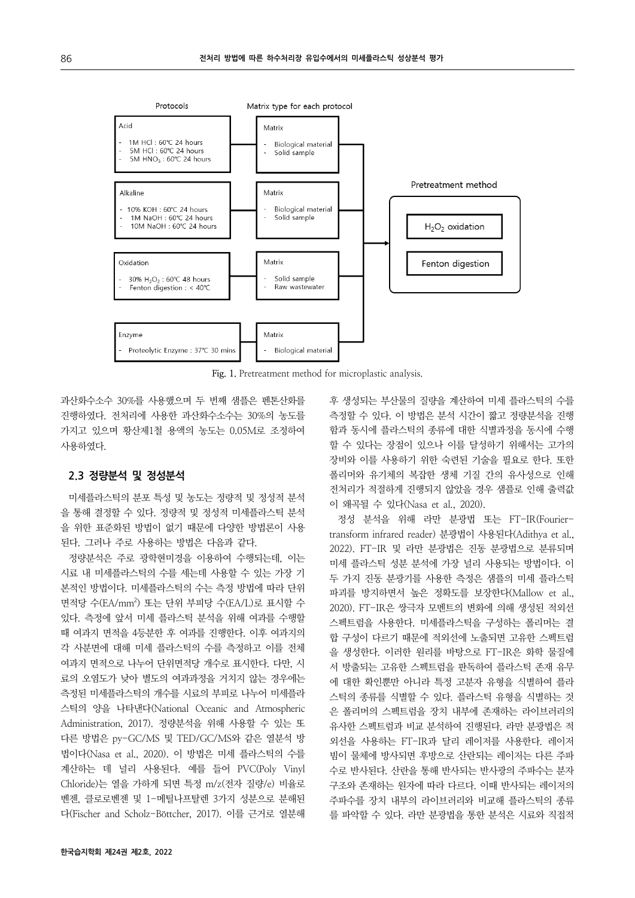| Protocols | Matrix type for each protocol |
| --- | --- |
| Acid<br>- 1M HCl : 60℃ 24 hours<br>- 5M HCl : 60℃ 24 hours<br>- 5M $HNO_3$ : 60℃ 24 hours | Matrix<br>- Biological material<br>- Solid sample |
| Alkaline<br>- 10% KOH : 60℃ 24 hours<br>- 1M NaOH : 60℃ 24 hours<br>- 10M NaOH : 60℃ 24 hours | Matrix<br>- Biological material<br>- Solid sample |
| Oxidation<br>- 30% $H_2O_2$ : 60℃ 48 hours<br>- Fenton digestion : < 40℃ | Matrix<br>- Solid sample<br>- Raw wastewater |
| Enzyme<br>- Proteolytic Enzyme : 37℃ 30 mins | Matrix<br>- Biological material |

Pretreatment method: $H_2O_2$ oxidation, Fenton digestion

Fig. 1. Pretreatment method for microplastic analysis.

과산화수소수 30%를 사용했으며 두 번째 샘플은 펜톤산화를 진행하였다. 전처리에 사용한 과산화수소수는 30%의 농도를 가지고 있으며 황산제1철 용액의 농도는 0.05M로 조정하여 사용하였다.

## 2.3 정량분석 및 정성분석

미세플라스틱의 분포 특성 및 농도는 정량적 및 정성적 분석을 통해 결정할 수 있다. 정량적 및 정성적 미세플라스틱 분석을 위한 표준화된 방법이 없기 때문에 다양한 방법론이 사용된다. 그러나 주로 사용하는 방법은 다음과 같다.

정량분석은 주로 광학현미경을 이용하여 수행되는데, 이는 시료 내 미세플라스틱의 수를 세는데 사용할 수 있는 가장 기본적인 방법이다. 미세플라스틱의 수는 측정 방법에 따라 단위면적당 수(EA/$mm^2$) 또는 단위 부피당 수(EA/L)로 표시할 수 있다. 측정에 앞서 미세 플라스틱 분석을 위해 여과를 수행할 때 여과지 면적을 4등분한 후 여과를 진행한다. 이후 여과지의 각 사분면에 대해 미세 플라스틱의 수를 측정하고 이를 전체 여과지 면적으로 나누어 단위면적당 개수로 표시한다. 다만, 시료의 오염도가 낮아 별도의 여과과정을 거치지 않는 경우에는 측정된 미세플라스틱의 개수를 시료의 부피로 나누어 미세플라스틱의 양을 나타낸다(National Oceanic and Atmospheric Administration, 2017). 정량분석을 위해 사용할 수 있는 또 다른 방법은 py-GC/MS 및 TED/GC/MS와 같은 열분석 방법이다(Nasa et al., 2020). 이 방법은 미세 플라스틱의 수를 계산하는 데 널리 사용된다. 예를 들어 PVC(Poly Vinyl Chloride)는 열을 가하게 되면 특정 m/z(전자 질량/e) 비율로 벤젠, 클로로벤젠 및 1-메틸나프탈렌 3가지 성분으로 분해된다(Fischer and Scholz-Böttcher, 2017). 이를 근거로 열분해 후 생성되는 부산물의 질량을 계산하여 미세 플라스틱의 수를 측정할 수 있다. 이 방법은 분석 시간이 짧고 정량분석을 진행함과 동시에 플라스틱의 종류에 대한 식별과정을 동시에 수행할 수 있다는 장점이 있으나 이를 달성하기 위해서는 고가의 장비와 이를 사용하기 위한 숙련된 기술을 필요로 한다. 또한 폴리머와 유기체의 복잡한 생체 기질 간의 유사성으로 인해 전처리가 적절하게 진행되지 않았을 경우 샘플로 인해 출력값이 왜곡될 수 있다(Nasa et al., 2020).

정성 분석을 위해 라만 분광법 또는 FT-IR(Fourier-transform infrared reader) 분광법이 사용된다(Adithya et al., 2022). FT-IR 및 라만 분광법은 진동 분광법으로 분류되며 미세 플라스틱 성분 분석에 가장 널리 사용되는 방법이다. 이 두 가지 진동 분광기를 사용한 측정은 샘플의 미세 플라스틱 파괴를 방지하면서 높은 정확도를 보장한다(Mallow et al., 2020). FT-IR은 쌍극자 모멘트의 변화에 의해 생성된 적외선 스펙트럼을 사용한다. 미세플라스틱을 구성하는 폴리머는 결합 구성이 다르기 때문에 적외선에 노출되면 고유한 스펙트럼을 생성한다. 이러한 원리를 바탕으로 FT-IR은 화학 물질에서 방출되는 고유한 스펙트럼을 판독하여 플라스틱 존재 유무에 대한 확인뿐만 아니라 특정 고분자 유형을 식별하여 플라스틱의 종류를 식별할 수 있다. 플라스틱 유형을 식별하는 것은 폴리머의 스펙트럼을 장치 내부에 존재하는 라이브러리의 유사한 스펙트럼과 비교 분석하여 진행된다. 라만 분광법은 적외선을 사용하는 FT-IR과 달리 레이저를 사용한다. 레이저 빔이 물체에 방사되면 후방으로 산란되는 레이저는 다른 주파수로 반사된다. 산란을 통해 반사되는 반사광의 주파수는 분자 구조와 존재하는 원자에 따라 다르다. 이때 반사되는 레이저의 주파수를 장치 내부의 라이브러리와 비교해 플라스틱의 종류를 파악할 수 있다. 라만 분광법을 통한 분석은 시료와 직접적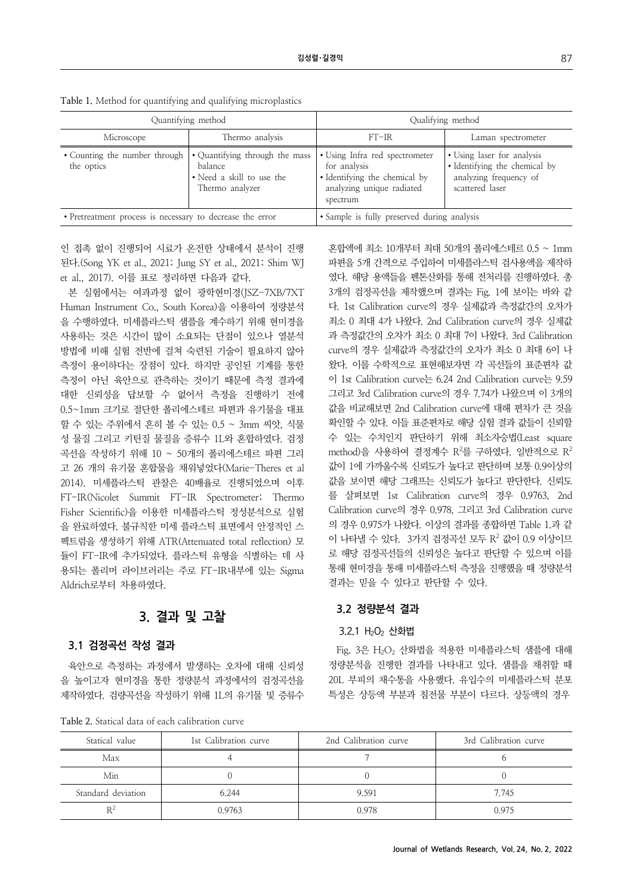Table 1. Method for quantifying and qualifying microplastics

| Quantifying method | | Qualifying method | |
|---|---|---|---|
| Microscope | Thermo analysis | FT-IR | Laman spectrometer |
| • Counting the number through the optics | • Quantifying through the mass balance<br>• Need a skill to use the Thermo analyzer | • Using Infra red spectrometer for analysis<br>• Identifying the chemical by analyzing unique radiated spectrum | • Using laser for analysis<br>• Identifying the chemical by analyzing frequency of scattered laser |
| • Pretreatment process is necessary to decrease the error | | • Sample is fully preserved during analysis | |

인 접촉 없이 진행되어 시료가 온전한 상태에서 분석이 진행된다.(Song YK et al., 2021; Jung SY et al., 2021; Shim WJ et al., 2017). 이를 표로 정리하면 다음과 같다.

본 실험에서는 여과과정 없이 광학현미경(JSZ-7XB/7XT Human Instrument Co., South Korea)을 이용하여 정량분석을 수행하였다. 미세플라스틱 샘플을 계수하기 위해 현미경을 사용하는 것은 시간이 많이 소요되는 단점이 있으나 열분석 방법에 비해 실험 전반에 걸쳐 숙련된 기술이 필요하지 않아 측정이 용이하다는 장점이 있다. 하지만 공인된 기계를 통한 측정이 아닌 육안으로 관측하는 것이기 때문에 측정 결과에 대한 신뢰성을 담보할 수 없어서 측정을 진행하기 전에 0.5~1mm 크기로 절단한 폴리에스테르 파편과 유기물을 대표할 수 있는 주위에서 흔히 볼 수 있는 0.5 ~ 3mm 씨앗, 식물성 물질 그리고 키틴질 물질을 증류수 1L와 혼합하였다. 검정곡선을 작성하기 위해 10 ~ 50개의 폴리에스테르 파편 그리고 26 개의 유기물 혼합물을 채워넣었다(Marie-Theres et al 2014). 미세플라스틱 관찰은 40배율로 진행되었으며 이후 FT-IR(Nicolet Summit FT-IR Spectrometer; Thermo Fisher Scientific)을 이용한 미세플라스틱 정성분석으로 실험을 완료하였다. 불규칙한 미세 플라스틱 표면에서 안정적인 스펙트럼을 생성하기 위해 ATR(Attenuated total reflection) 모듈이 FT-IR에 추가되었다. 플라스틱 유형을 식별하는 데 사용되는 폴리머 라이브러리는 주로 FT-IR내부에 있는 Sigma Aldrich로부터 차용하였다.

## 3. 결과 및 고찰

### 3.1 검정곡선 작성 결과

육안으로 측정하는 과정에서 발생하는 오차에 대해 신뢰성을 높이고자 현미경을 통한 정량분석 과정에서의 검정곡선을 제작하였다. 검량곡선을 작성하기 위해 1L의 유기물 및 증류수 혼합액에 최소 10개부터 최대 50개의 폴리에스테르 0.5 ~ 1mm 파편을 5개 간격으로 주입하여 미세플라스틱 검사용액을 제작하였다. 해당 용액들을 펜톤산화를 통해 전처리를 진행하였다. 총 3개의 검정곡선을 제작했으며 결과는 Fig. 1에 보이는 바와 같다. 1st Calibration curve의 경우 실제값과 측정값간의 오차가 최소 0 최대 4가 나왔다. 2nd Calibration curve의 경우 실제값과 측정값간의 오차가 최소 0 최대 7이 나왔다. 3rd Calibration curve의 경우 실제값과 측정값간의 오차가 최소 0 최대 6이 나왔다. 이를 수학적으로 표현해보자면 각 곡선들의 표준편차 값이 1st Calibration curve는 6.24 2nd Calibration curve는 9.59 그리고 3rd Calibration curve의 경우 7.74가 나왔으며 이 3개의 값을 비교해보면 2nd Calibration curve에 대해 편차가 큰 것을 확인할 수 있다. 이들 표준편차로 해당 실험 결과 값들이 신뢰할 수 있는 수치인지 판단하기 위해 최소자승법(Least square method)을 사용하여 결정계수 $R^2$를 구하였다. 일반적으로 $R^2$ 값이 1에 가까울수록 신뢰도가 높다고 판단하며 보통 0.9이상의 값을 보이면 해당 그래프는 신뢰도가 높다고 판단한다. 신뢰도를 살펴보면 1st Calibration curve의 경우 0.9763, 2nd Calibration curve의 경우 0.978, 그리고 3rd Calibration curve의 경우 0.975가 나왔다. 이상의 결과를 종합하면 Table 1.과 같이 나타낼 수 있다. 3가지 검정곡선 모두 $R^2$ 값이 0.9 이상이므로 해당 검정곡선들의 신뢰성은 높다고 판단할 수 있으며 이를 통해 현미경을 통해 미세플라스틱 측정을 진행했을 때 정량분석 결과는 믿을 수 있다고 판단할 수 있다.

### 3.2 정량분석 결과

#### 3.2.1 $H_2O_2$ 산화법

Fig. 3은 $H_2O_2$ 산화법을 적용한 미세플라스틱 샘플에 대해 정량분석을 진행한 결과를 나타내고 있다. 샘플을 채취할 때 20L 부피의 채수통을 사용했다. 유입수의 미세플라스틱 분포 특성은 상등액 부분과 침전물 부분이 다르다. 상등액의 경우

Table 2. Statical data of each calibration curve

| Statical value | 1st Calibration curve | 2nd Calibration curve | 3rd Calibration curve |
|---|---|---|---|
| Max | 4 | 7 | 6 |
| Min | 0 | 0 | 0 |
| Standard deviation | 6.244 | 9.591 | 7.745 |
| $R^2$ | 0.9763 | 0.978 | 0.975 |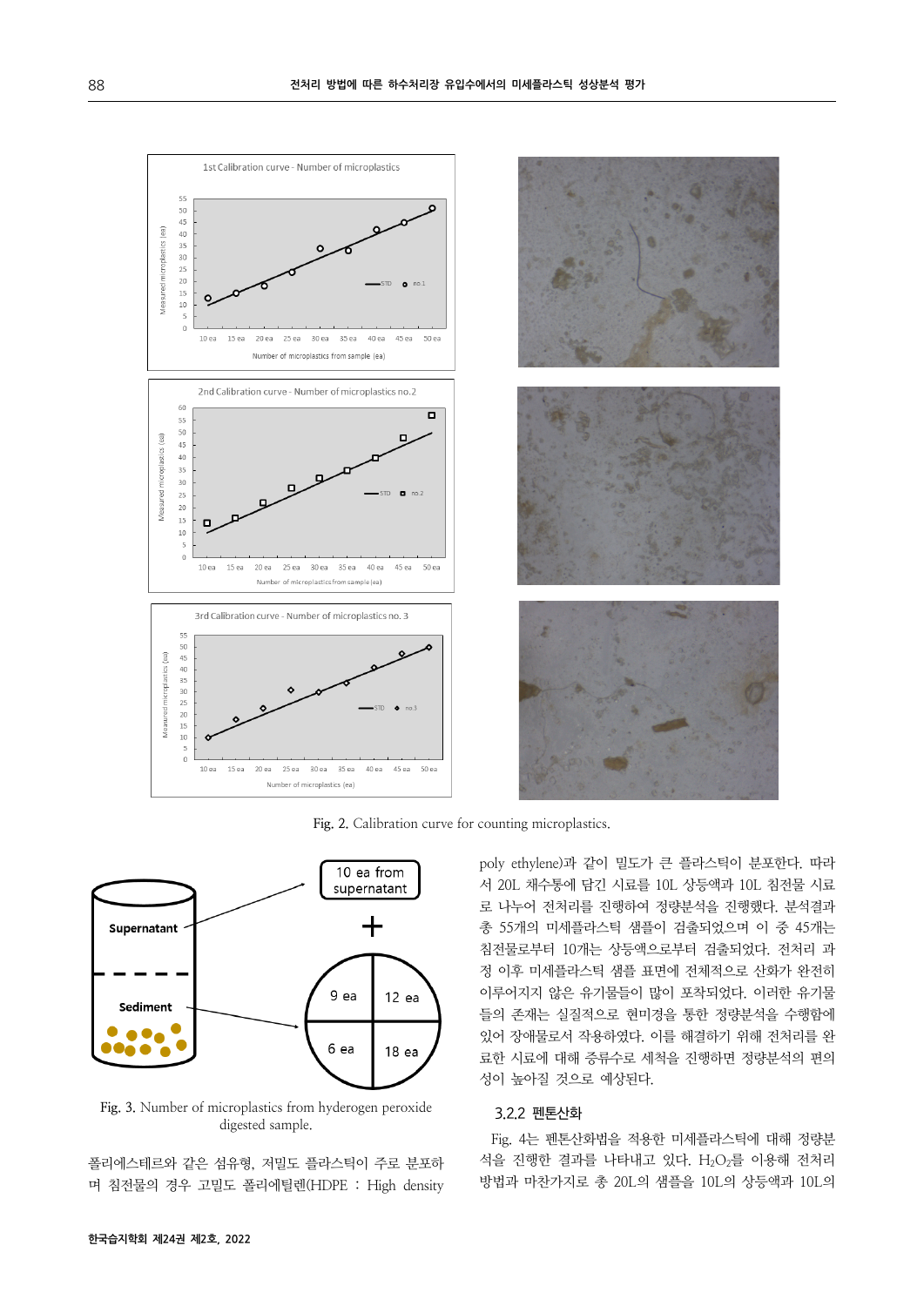Fig. 2. Calibration curve for counting microplastics.

Fig. 3. Number of microplastics from hyderogen peroxide digested sample.

폴리에스테르와 같은 섬유형, 저밀도 플라스틱이 주로 분포하며 침전물의 경우 고밀도 폴리에틸렌(HDPE : High density poly ethylene)과 같이 밀도가 큰 플라스틱이 분포한다. 따라서 20L 채수통에 담긴 시료를 10L 상등액과 10L 침전물 시료로 나누어 전처리를 진행하여 정량분석을 진행했다. 분석결과 총 55개의 미세플라스틱 샘플이 검출되었으며 이 중 45개는 침전물로부터 10개는 상등액으로부터 검출되었다. 전처리 과정 이후 미세플라스틱 샘플 표면에 전체적으로 산화가 완전히 이루어지지 않은 유기물들이 많이 포착되었다. 이러한 유기물들의 존재는 실질적으로 현미경을 통한 정량분석을 수행함에 있어 장애물로서 작용하였다. 이를 해결하기 위해 전처리를 완료한 시료에 대해 증류수로 세척을 진행하면 정량분석의 편의성이 높아질 것으로 예상된다.

### 3.2.2 펜톤산화

Fig. 4는 펜톤산화법을 적용한 미세플라스틱에 대해 정량분석을 진행한 결과를 나타내고 있다. $H_2O_2$를 이용해 전처리 방법과 마찬가지로 총 20L의 샘플을 10L의 상등액과 10L의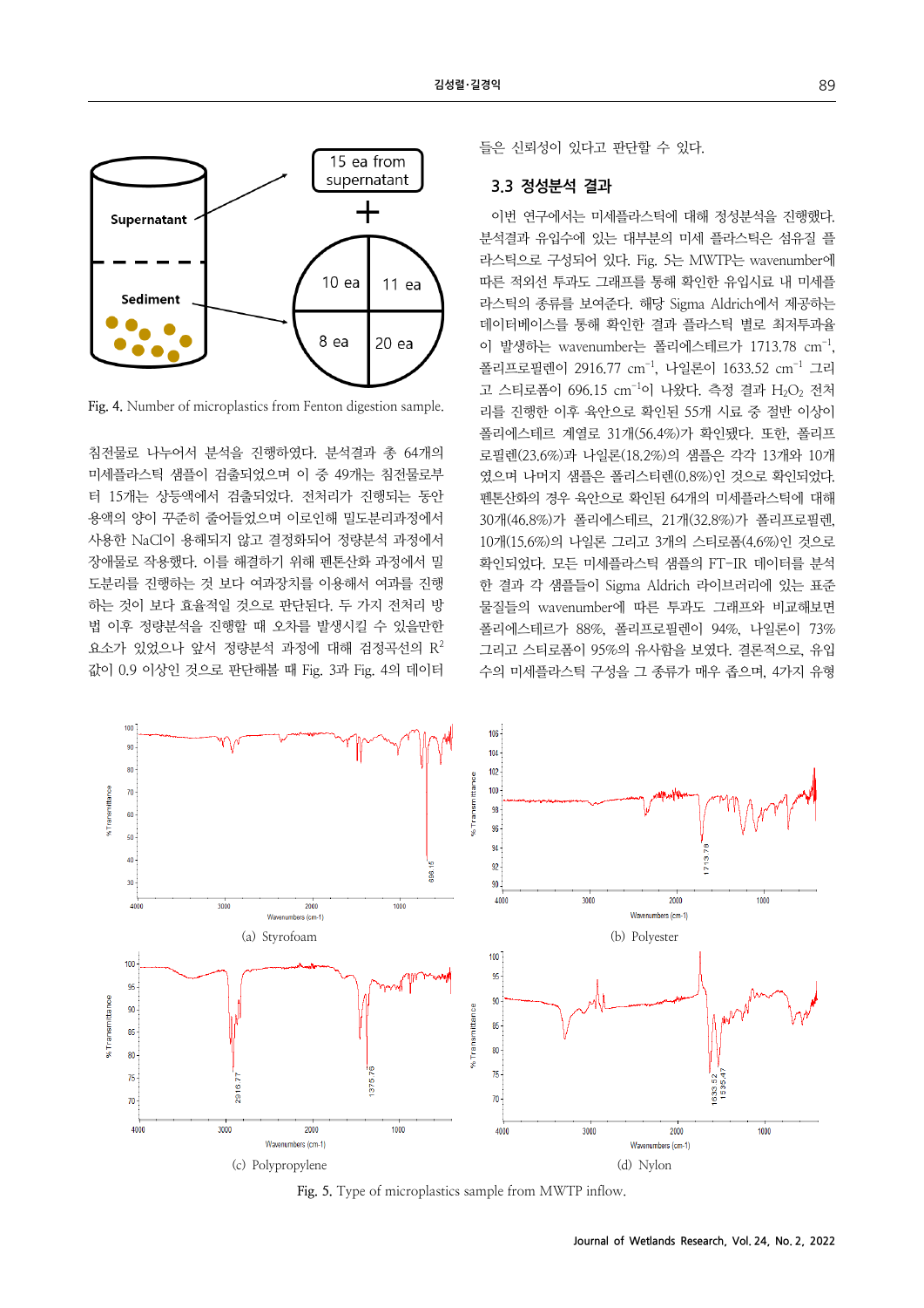Fig. 4. Number of microplastics from Fenton digestion sample.

침전물로 나누어서 분석을 진행하였다. 분석결과 총 64개의 미세플라스틱 샘플이 검출되었으며 이 중 49개는 침전물로부터 15개는 상등액에서 검출되었다. 전처리가 진행되는 동안 용액의 양이 꾸준히 줄어들었으며 이로인해 밀도분리과정에서 사용한 NaClO이 용해되지 않고 결정화되어 정량분석 과정에서 장애물로 작용했다. 이를 해결하기 위해 펜톤산화 과정에서 밀도분리를 진행하는 것 보다 여과장치를 이용해서 여과를 진행하는 것이 보다 효율적일 것으로 판단된다. 두 가지 전처리 방법 이후 정량분석을 진행할 때 오차를 발생시킬 수 있을만한 요소가 있었으나 앞서 정량분석 과정에 대해 검정곡선의 $R^2$ 값이 0.9 이상인 것으로 판단해볼 때 Fig. 3과 Fig. 4의 데이터들은 신뢰성이 있다고 판단할 수 있다.

### 3.3 정성분석 결과

이번 연구에서는 미세플라스틱에 대해 정성분석을 진행했다. 분석결과 유입수에 있는 대부분의 미세 플라스틱은 섬유질 플라스틱으로 구성되어 있다. Fig. 5는 MWTP는 wavenumber에 따른 적외선 투과도 그래프를 통해 확인한 유입시료 내 미세플라스틱의 종류를 보여준다. 해당 Sigma Aldrich에서 제공하는 데이터베이스를 통해 확인한 결과 플라스틱 별로 최저투과율이 발생하는 wavenumber는 폴리에스테르가 1713.78 $cm^{-1}$, 폴리프로필렌이 2916.77 $cm^{-1}$, 나일론이 1633.52 $cm^{-1}$ 그리고 스티로폼이 696.15 $cm^{-1}$이 나왔다. 측정 결과 $H_2O_2$ 전처리를 진행한 이후 육안으로 확인된 55개 시료 중 절반 이상이 폴리에스테르 계열로 31개(56.4%)가 확인됐다. 또한, 폴리프로필렌(23.6%)과 나일론(18.2%)의 샘플은 각각 13개와 10개였으며 나머지 샘플은 폴리스티렌(0.8%)인 것으로 확인되었다. 펜톤산화의 경우 육안으로 확인된 64개의 미세플라스틱에 대해 30개(46.8%)가 폴리에스테르, 21개(32.8%)가 폴리프로필렌, 10개(15.6%)의 나일론 그리고 3개의 스티로폼(4.6%)인 것으로 확인되었다. 모든 미세플라스틱 샘플의 FT-IR 데이터를 분석한 결과 각 샘플들이 Sigma Aldrich 라이브러리에 있는 표준물질들의 wavenumber에 따른 투과도 그래프와 비교해보면 폴리에스테르가 88%, 폴리프로필렌이 94%, 나일론이 73% 그리고 스티로폼이 95%의 유사함을 보였다. 결론적으로, 유입수의 미세플라스틱 구성을 그 종류가 매우 좁으며, 4가지 유형

(a) Styrofoam

(b) Polyester

(c) Polypropylene

(d) Nylon

Fig. 5. Type of microplastics sample from MWTP inflow.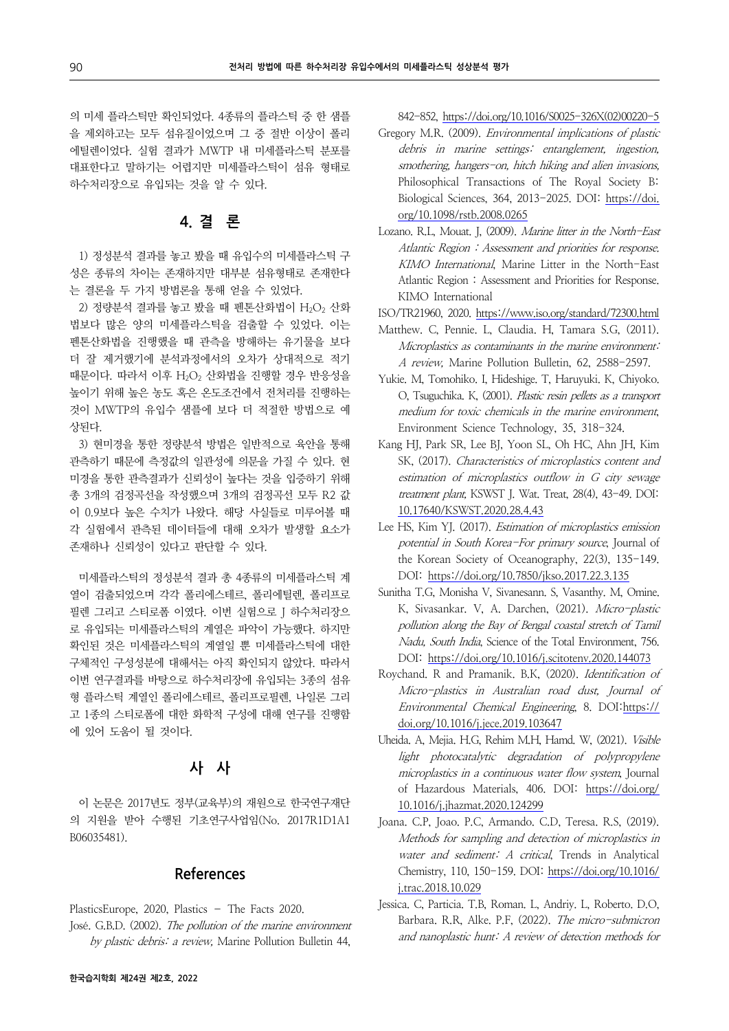의 미세 플라스틱만 확인되었다. 4종류의 플라스틱 중 한 샘플을 제외하고는 모두 섬유질이었으며 그 중 절반 이상이 폴리에틸렌이었다. 실험 결과가 MWTP 내 미세플라스틱 분포를 대표한다고 말하기는 어렵지만 미세플라스틱이 섬유 형태로 하수처리장으로 유입되는 것을 알 수 있다.

## 4. 결 론

1) 정성분석 결과를 놓고 봤을 때 유입수의 미세플라스틱 구성은 종류의 차이는 존재하지만 대부분 섬유형태로 존재한다는 결론을 두 가지 방법론을 통해 얻을 수 있었다.

2) 정량분석 결과를 놓고 봤을 때 펜톤산화법이 $H_2O_2$ 산화법보다 많은 양의 미세플라스틱을 검출할 수 있었다. 이는 펜톤산화법을 진행했을 때 관측을 방해하는 유기물을 보다 더 잘 제거했기에 분석과정에서의 오차가 상대적으로 적기 때문이다. 따라서 이후 $H_2O_2$ 산화법을 진행할 경우 반응성을 높이기 위해 높은 농도 혹은 온도조건에서 전처리를 진행하는 것이 MWTP의 유입수 샘플에 보다 더 적절한 방법으로 예상된다.

3) 현미경을 통한 정량분석 방법은 일반적으로 육안을 통해 관측하기 때문에 측정값의 일관성에 의문을 가질 수 있다. 현미경을 통한 관측결과가 신뢰성이 높다는 것을 입증하기 위해 총 3개의 검정곡선을 작성했으며 3개의 검정곡선 모두 R2 값이 0.9보다 높은 수치가 나왔다. 해당 사실들로 미루어볼 때 각 실험에서 관측된 데이터들에 대해 오차가 발생할 요소가 존재하나 신뢰성이 있다고 판단할 수 있다.

미세플라스틱의 정성분석 결과 총 4종류의 미세플라스틱 계열이 검출되었으며 각각 폴리에스테르, 폴리에틸렌, 폴리프로필렌 그리고 스티로폼 이였다. 이번 실험으로 J 하수처리장으로 유입되는 미세플라스틱의 계열은 파악이 가능했다. 하지만 확인된 것은 미세플라스틱의 계열일 뿐 미세플라스틱에 대한 구체적인 구성성분에 대해서는 아직 확인되지 않았다. 따라서 이번 연구결과를 바탕으로 하수처리장에 유입되는 3종의 섬유형 플라스틱 계열인 폴리에스테르, 폴리프로필렌, 나일론 그리고 1종의 스티로폼에 대한 화학적 구성에 대해 연구를 진행함에 있어 도움이 될 것이다.

## 사 사

이 논문은 2017년도 정부(교육부)의 재원으로 한국연구재단의 지원을 받아 수행된 기초연구사업임(No. 2017R1D1A1B06035481).

## References

PlasticsEurope, 2020, Plastics – The Facts 2020.

José. G.B.D. (2002). *The pollution of the marine environment by plastic debris: a review*, Marine Pollution Bulletin 44, 842-852, https://doi.org/10.1016/S0025-326X(02)00220-5

Gregory M.R. (2009). *Environmental implications of plastic debris in marine settings: entanglement, ingestion, smothering, hangers-on, hitch hiking and alien invasions*, Philosophical Transactions of The Royal Society B: Biological Sciences, 364, 2013-2025. DOI: https://doi.org/10.1098/rstb.2008.0265

Lozano. R.L, Mouat. J, (2009). *Marine litter in the North-East Atlantic Region : Assessment and priorities for response. KIMO International*, Marine Litter in the North-East Atlantic Region : Assessment and Priorities for Response. KIMO International

ISO/TR21960, 2020. https://www.iso.org/standard/72300.html

Matthew. C, Pennie. L, Claudia. H, Tamara S.G, (2011). *Microplastics as contaminants in the marine environment: A review*, Marine Pollution Bulletin, 62, 2588-2597.

Yukie. M, Tomohiko. I, Hideshige. T, Haruyuki. K, Chiyoko. O, Tsuguchika. K, (2001). *Plastic resin pellets as a transport medium for toxic chemicals in the marine environment*, Environment Science Technology, 35, 318-324.

Kang HJ, Park SR, Lee BJ, Yoon SL, Oh HC, Ahn JH, Kim SK, (2017). *Characteristics of microplastics content and estimation of microplastics outflow in G city sewage treatment plant*, KSWST J. Wat. Treat, 28(4), 43-49. DOI: 10.17640/KSWST.2020.28.4.43

Lee HS, Kim YJ. (2017). *Estimation of microplastics emission potential in South Korea-For primary source*, Journal of the Korean Society of Oceanography, 22(3), 135-149. DOI: https://doi.org/10.7850/jkso.2017.22.3.135

Sunitha T.G, Monisha V, Sivanesann. S, Vasanthy. M, Omine. K, Sivasankar. V, A. Darchen, (2021). *Micro-plastic pollution along the Bay of Bengal coastal stretch of Tamil Nadu, South India*, Science of the Total Environment, 756. DOI: https://doi.org/10.1016/j.scitotenv.2020.144073

Roychand. R and Pramanik. B.K, (2020). *Identification of Micro-plastics in Australian road dust, Journal of Environmental Chemical Engineering*, 8. DOI:https://doi.org/10.1016/j.jece.2019.103647

Uheida. A, Mejia. H.G, Rehim M.H, Hamd. W, (2021). *Visible light photocatalytic degradation of polypropylene microplastics in a continuous water flow system*, Journal of Hazardous Materials, 406. DOI: https://doi.org/10.1016/j.jhazmat.2020.124299

Joana. C.P, Joao. P.C, Armando. C.D, Teresa. R.S, (2019). *Methods for sampling and detection of microplastics in water and sediment: A critical*, Trends in Analytical Chemistry, 110, 150-159. DOI: https://doi.org/10.1016/j.trac.2018.10.029

Jessica. C, Particia. T.B, Roman. L, Andriy. L, Roberto. D.O, Barbara. R.R, Alke. P.F, (2022). *The micro-submicron and nanoplastic hunt: A review of detection methods for*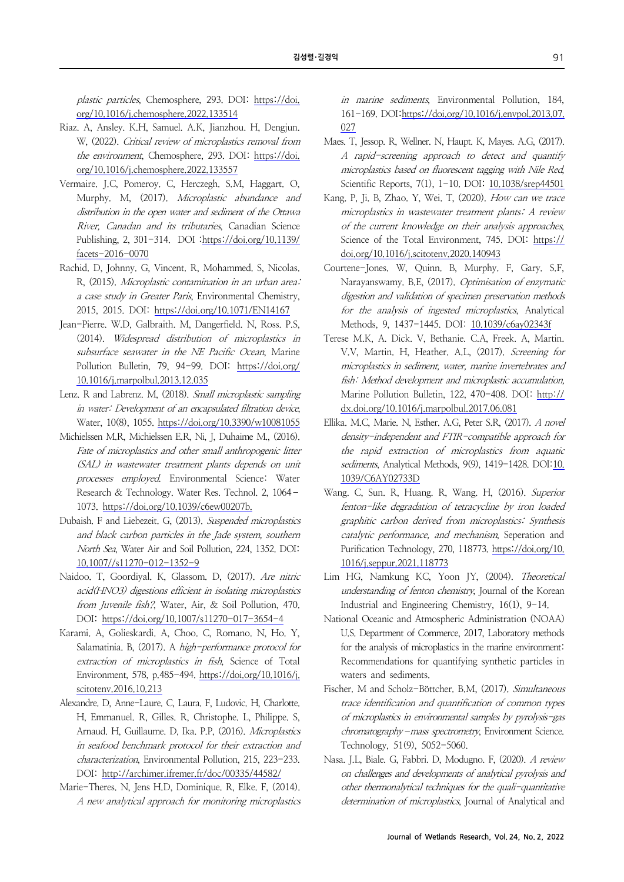*plastic particles*, Chemosphere, 293. DOI: https://doi.org/10.1016/j.chemosphere.2022.133514

Riaz. A, Ansley. K.H, Samuel. A.K, Jianzhou. H, Dengjun. W, (2022). *Critical review of microplastics removal from the environment*, Chemosphere, 293. DOI: https://doi.org/10.1016/j.chemosphere.2022.133557

Vermaire. J.C, Pomeroy. C, Herczegh. S.M, Haggart. O, Murphy. M, (2017). *Microplastic abundance and distribution in the open water and sediment of the Ottawa River, Canadan and its tributaries*, Canadian Science Publishing, 2, 301-314. DOI :https://doi.org/10.1139/facets-2016-0070

Rachid. D, Johnny. G, Vincent. R, Mohammed. S, Nicolas. R, (2015). *Microplastic contamination in an urban area: a case study in Greater Paris*, Environmental Chemistry, 2015, 2015. DOI: https://doi.org/10.1071/EN14167

Jean-Pierre. W.D, Galbraith. M, Dangerfield. N, Ross. P.S, (2014). *Widespread distribution of microplastics in subsurface seawater in the NE Pacific Ocean*, Marine Pollution Bulletin, 79, 94-99. DOI: https://doi.org/10.1016/j.marpolbul.2013.12.035

Lenz. R and Labrenz. M, (2018). *Small microplastic sampling in water: Development of an encapsulated filtration device*, Water, 10(8), 1055. https://doi.org/10.3390/w10081055

Michielssen M.R, Michielssen E.R, Ni, J, Duhaime M., (2016). *Fate of microplastics and other small anthropogenic litter (SAL) in wastewater treatment plants depends on unit processes employed*. Environmental Science: Water Research & Technology. Water Res. Technol. 2, 1064-1073. https://doi.org/10.1039/c6ew00207b.

Dubaish. F and Liebezeit. G, (2013). *Suspended microplastics and black carbon particles in the Jade system, southern North Sea*, Water Air and Soil Pollution, 224, 1352. DOI: 10.1007//s11270-012-1352-9

Naidoo. T, Goordiyal. K, Glassom. D, (2017). *Are nitric acid(HNO3) digestions efficient in isolating microplastics from Juvenile fish?*, Water, Air, & Soil Pollution, 470. DOI: https://doi.org/10.1007/s11270-017-3654-4

Karami. A, Golieskardi. A, Choo. C, Romano. N, Ho. Y, Salamatinia. B, (2017). A *high-performance protocol for extraction of microplastics in fish*, Science of Total Environment, 578, p.485-494. https://doi.org/10.1016/j.scitotenv.2016.10.213

Alexandre. D, Anne-Laure. C, Laura. F, Ludovic. H, Charlotte. H, Emmanuel. R, Gilles. R, Christophe. L, Philippe. S, Arnaud. H, Guillaume. D, Ika. P.P, (2016). *Microplastics in seafood benchmark protocol for their extraction and characterization*, Environmental Pollution, 215, 223-233. DOI: http://archimer.ifremer.fr/doc/00335/44582/

Marie-Theres. N, Jens H.D, Dominique. R, Elke. F, (2014). *A new analytical approach for monitoring microplastics in marine sediments*, Environmental Pollution, 184, 161-169. DOI:https://doi.org/10.1016/j.envpol.2013.07.027

Maes. T, Jessop. R, Wellner. N, Haupt. K, Mayes. A.G, (2017). *A rapid-screening approach to detect and quantify microplastics based on fluorescent tagging with Nile Red*, Scientific Reports, 7(1), 1-10. DOI: 10.1038/srep44501

Kang. P, Ji. B, Zhao. Y, Wei. T, (2020). *How can we trace microplastics in wastewater treatment plants: A review of the current knowledge on their analysis approaches*, Science of the Total Environment, 745. DOI: https://doi.org/10.1016/j.scitotenv.2020.140943

Courtene-Jones. W, Quinn. B, Murphy. F, Gary. S.F, Narayanswamy. B.E, (2017). *Optimisation of enzymatic digestion and validation of specimen preservation methods for the analysis of ingested microplastics*, Analytical Methods, 9, 1437-1445. DOI: 10.1039/c6ay02343f

Terese M.K, A. Dick. V, Bethanie. C.A, Freek. A, Martin. V.V, Martin. H, Heather. A.L, (2017). *Screening for microplastics in sediment, water, marine invertebrates and fish: Method development and microplastic accumulation*, Marine Pollution Bulletin, 122, 470-408. DOI: http://dx.doi.org/10.1016/j.marpolbul.2017.06.081

Ellika. M.C, Marie. N, Esther. A.G, Peter S.R, (2017). *A novel density-independent and FTIR-compatible approach for the rapid extraction of microplastics from aquatic sediments*, Analytical Methods, 9(9), 1419-1428. DOI:10.1039/C6AY02733D

Wang. C, Sun. R, Huang. R, Wang. H, (2016). *Superior fenton-like degradation of tetracycline by iron loaded graphitic carbon derived from microplastics: Synthesis catalytic performance, and mechanism*, Seperation and Purification Technology, 270, 118773. https://doi.org/10.1016/j.seppur.2021.118773

Lim HG, Namkung KC, Yoon JY, (2004). *Theoretical understanding of fenton chemistry*, Journal of the Korean Industrial and Engineering Chemistry, 16(1), 9-14.

National Oceanic and Atmospheric Administration (NOAA) U.S. Department of Commerce, 2017, Laboratory methods for the analysis of microplastics in the marine environment: Recommendations for quantifying synthetic particles in waters and sediments.

Fischer. M and Scholz-Böttcher. B.M, (2017). *Simultaneous trace identification and quantification of common types of microplastics in environmental samples by pyrolysis-gas chromatography-mass spectrometry*, Environment Science. Technology, 51(9), 5052-5060.

Nasa. J.L, Biale. G, Fabbri. D, Modugno. F, (2020). *A review on challenges and developments of analytical pyrolysis and other thermonalytical techniques for the quali-quantitative determination of microplastics*, Journal of Analytical and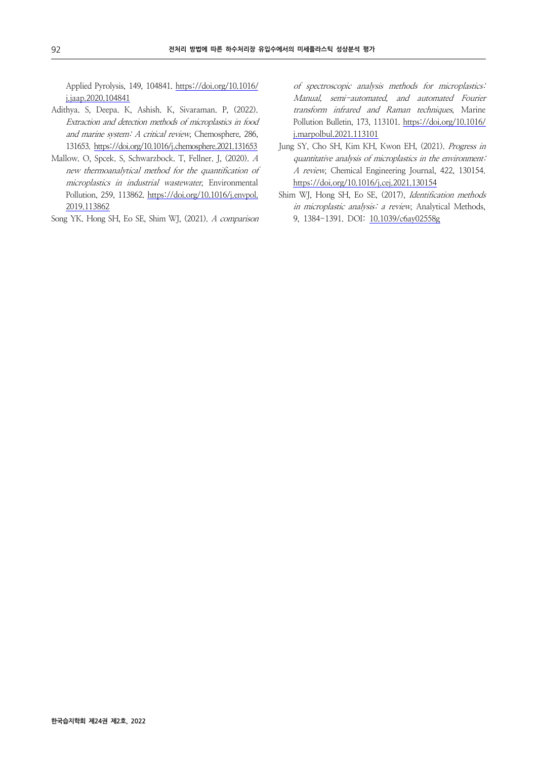Applied Pyrolysis, 149, 104841. https://doi.org/10.1016/j.jaap.2020.104841

Adithya. S, Deepa. K, Ashish. K, Sivaraman. P, (2022). *Extraction and detection methods of microplastics in food and marine system: A critical review*, Chemosphere, 286, 131653. https://doi.org/10.1016/j.chemosphere.2021.131653

Mallow. O, Spcek. S, Schwarzbock. T, Fellner. J, (2020). *A new thermoanalytical method for the quantification of microplastics in industrial wastewater*, Environmental Pollution, 259, 113862. https://doi.org/10.1016/j.envpol.2019.113862

Song YK. Hong SH, Eo SE, Shim WJ, (2021). *A comparison of spectroscopic analysis methods for microplastics: Manual, semi-automated, and automated Fourier transform infrared and Raman techniques*, Marine Pollution Bulletin, 173, 113101. https://doi.org/10.1016/j.marpolbul.2021.113101

Jung SY, Cho SH, Kim KH, Kwon EH, (2021). *Progress in quantitative analysis of microplastics in the environment: A review*, Chemical Engineering Journal, 422, 130154. https://doi.org/10.1016/j.cej.2021.130154

Shim WJ, Hong SH, Eo SE, (2017), *Identification methods in microplastic analysis: a review*, Analytical Methods, 9, 1384-1391. DOI: 10.1039/c6ay02558g